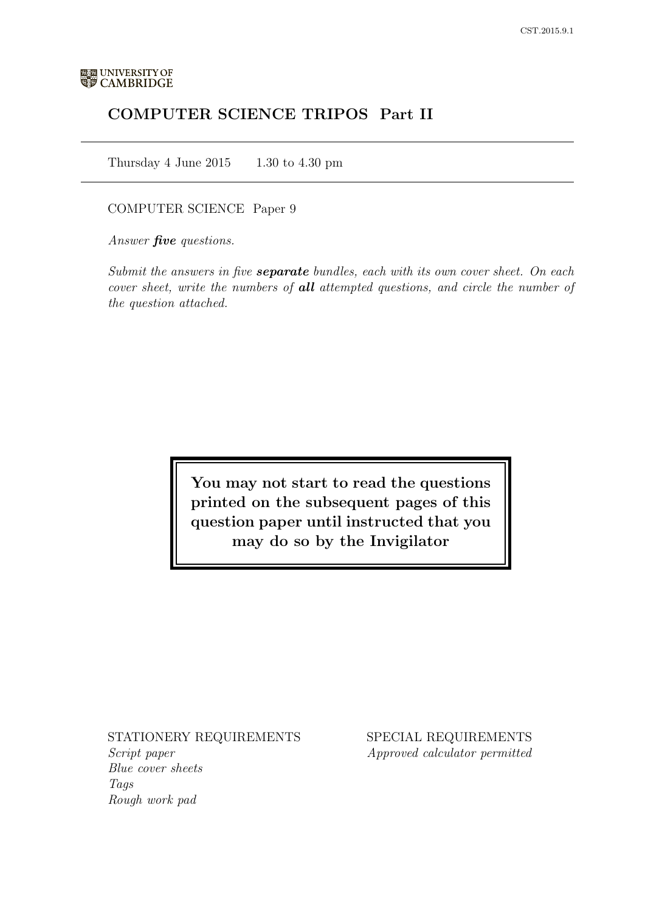UNIVERSITY OF CAMBRIDGE

# COMPUTER SCIENCE TRIPOS Part II

Thursday 4 June 2015 1.30 to 4.30 pm

COMPUTER SCIENCE Paper 9

*Answer **five** questions.*

*Submit the answers in five **separate** bundles, each with its own cover sheet. On each cover sheet, write the numbers of **all** attempted questions, and circle the number of the question attached.*

**You may not start to read the questions printed on the subsequent pages of this question paper until instructed that you may do so by the Invigilator**

STATIONERY REQUIREMENTS
*Script paper*
*Blue cover sheets*
*Tags*
*Rough work pad*

SPECIAL REQUIREMENTS
*Approved calculator permitted*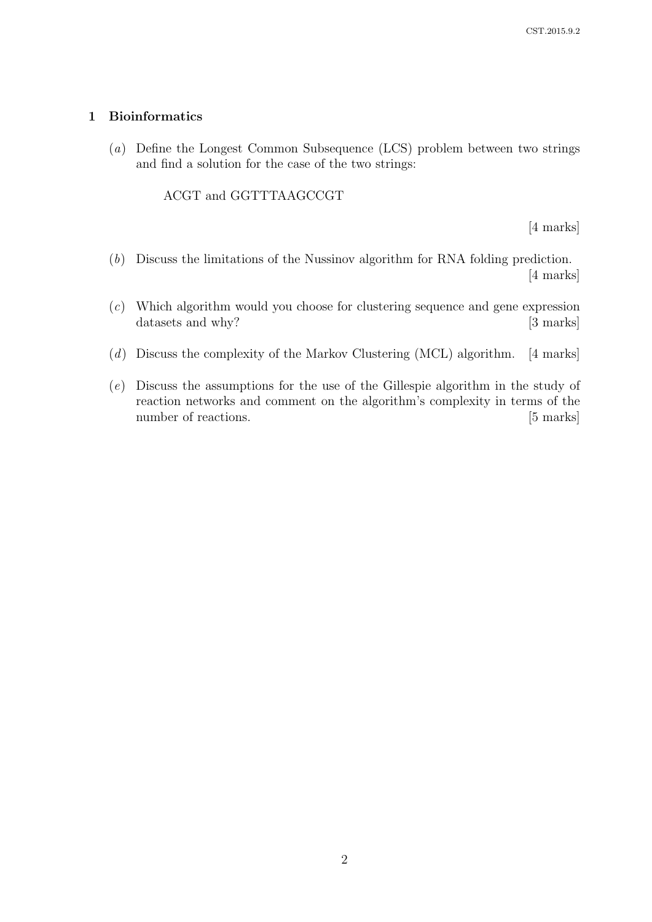## 1 Bioinformatics

(*a*) Define the Longest Common Subsequence (LCS) problem between two strings and find a solution for the case of the two strings:

ACGT and GGTTTAAGCCGT

[4 marks]

(*b*) Discuss the limitations of the Nussinov algorithm for RNA folding prediction. [4 marks]

(*c*) Which algorithm would you choose for clustering sequence and gene expression datasets and why? [3 marks]

(*d*) Discuss the complexity of the Markov Clustering (MCL) algorithm. [4 marks]

(*e*) Discuss the assumptions for the use of the Gillespie algorithm in the study of reaction networks and comment on the algorithm's complexity in terms of the number of reactions. [5 marks]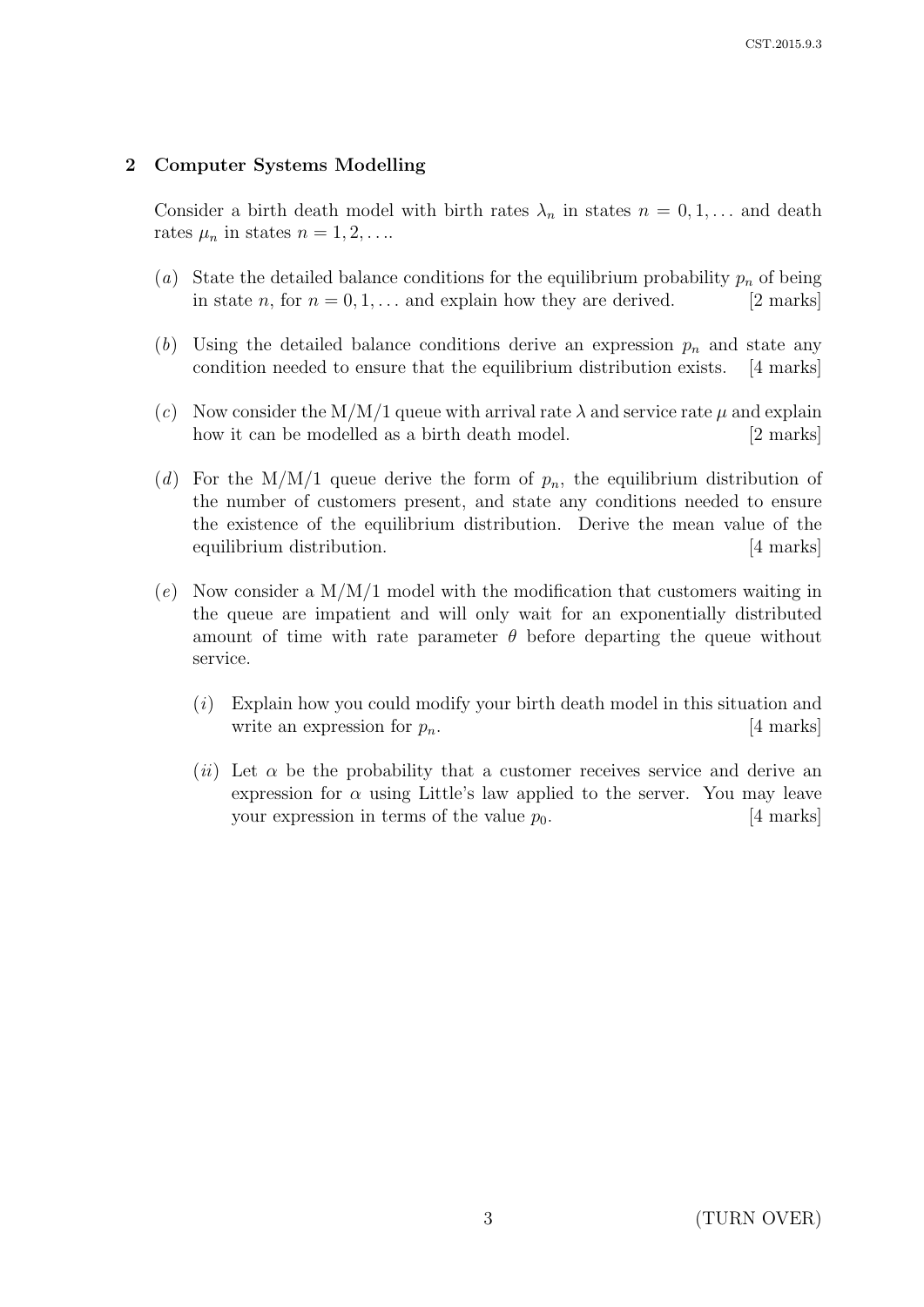## 2 Computer Systems Modelling

Consider a birth death model with birth rates $\lambda_n$ in states $n = 0, 1, \ldots$ and death rates $\mu_n$ in states $n = 1, 2, \ldots$.

(*a*) State the detailed balance conditions for the equilibrium probability $p_n$ of being in state $n$, for $n = 0, 1, \ldots$ and explain how they are derived. [2 marks]

(*b*) Using the detailed balance conditions derive an expression $p_n$ and state any condition needed to ensure that the equilibrium distribution exists. [4 marks]

(*c*) Now consider the M/M/1 queue with arrival rate $\lambda$ and service rate $\mu$ and explain how it can be modelled as a birth death model. [2 marks]

(*d*) For the M/M/1 queue derive the form of $p_n$, the equilibrium distribution of the number of customers present, and state any conditions needed to ensure the existence of the equilibrium distribution. Derive the mean value of the equilibrium distribution. [4 marks]

(*e*) Now consider a M/M/1 model with the modification that customers waiting in the queue are impatient and will only wait for an exponentially distributed amount of time with rate parameter $\theta$ before departing the queue without service.

(*i*) Explain how you could modify your birth death model in this situation and write an expression for $p_n$. [4 marks]

(*ii*) Let $\alpha$ be the probability that a customer receives service and derive an expression for $\alpha$ using Little's law applied to the server. You may leave your expression in terms of the value $p_0$. [4 marks]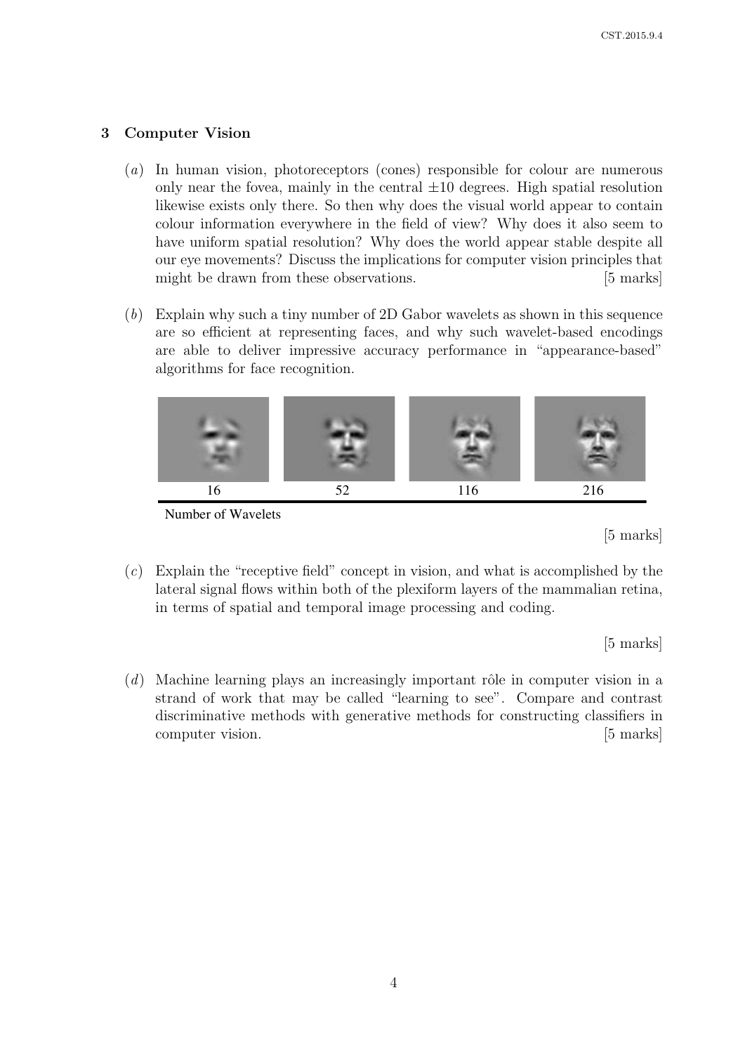## 3 Computer Vision

(*a*) In human vision, photoreceptors (cones) responsible for colour are numerous only near the fovea, mainly in the central $\pm 10$ degrees. High spatial resolution likewise exists only there. So then why does the visual world appear to contain colour information everywhere in the field of view? Why does it also seem to have uniform spatial resolution? Why does the world appear stable despite all our eye movements? Discuss the implications for computer vision principles that might be drawn from these observations. [5 marks]

(*b*) Explain why such a tiny number of 2D Gabor wavelets as shown in this sequence are so efficient at representing faces, and why such wavelet-based encodings are able to deliver impressive accuracy performance in "appearance-based" algorithms for face recognition.

| 16 | 52 | 116 | 216 |
|---|---|---|---|

Number of Wavelets

[5 marks]

(*c*) Explain the "receptive field" concept in vision, and what is accomplished by the lateral signal flows within both of the plexiform layers of the mammalian retina, in terms of spatial and temporal image processing and coding.

[5 marks]

(*d*) Machine learning plays an increasingly important rôle in computer vision in a strand of work that may be called "learning to see". Compare and contrast discriminative methods with generative methods for constructing classifiers in computer vision. [5 marks]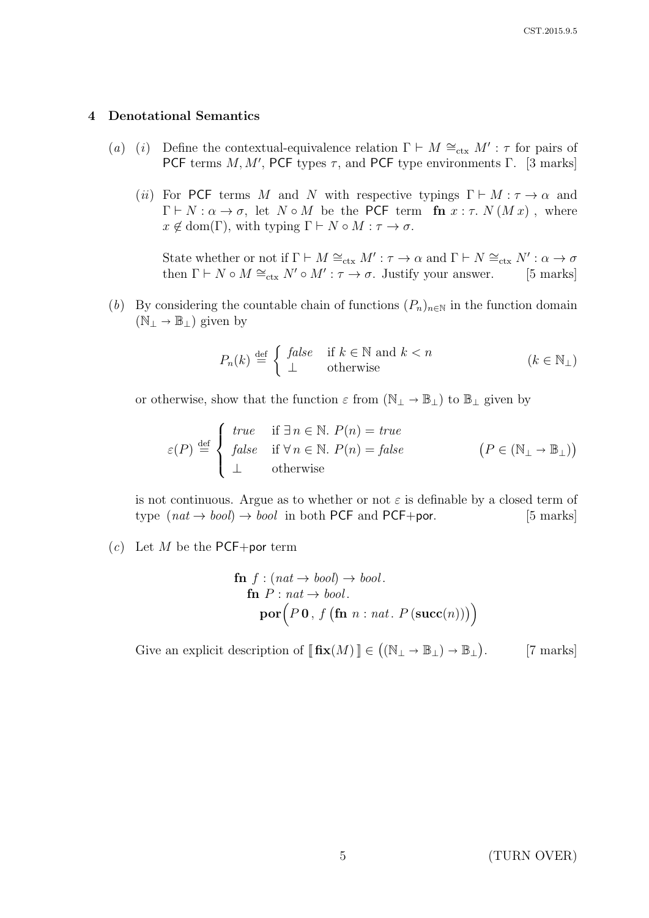## 4 Denotational Semantics

(*a*) (*i*) Define the contextual-equivalence relation $\Gamma \vdash M \cong_{\text{ctx}} M' : \tau$ for pairs of PCF terms $M, M'$, PCF types $\tau$, and PCF type environments $\Gamma$. [3 marks]

(*ii*) For PCF terms $M$ and $N$ with respective typings $\Gamma \vdash M : \tau \to \alpha$ and $\Gamma \vdash N : \alpha \to \sigma$, let $N \circ M$ be the PCF term $\;\mathbf{fn}\ x : \tau.\ N\,(M\,x)\;$, where $x \notin \text{dom}(\Gamma)$, with typing $\Gamma \vdash N \circ M : \tau \to \sigma$.

State whether or not if $\Gamma \vdash M \cong_{\text{ctx}} M' : \tau \to \alpha$ and $\Gamma \vdash N \cong_{\text{ctx}} N' : \alpha \to \sigma$ then $\Gamma \vdash N \circ M \cong_{\text{ctx}} N' \circ M' : \tau \to \sigma$. Justify your answer. [5 marks]

(*b*) By considering the countable chain of functions $(P_n)_{n \in \mathbb{N}}$ in the function domain $(\mathbb{N}_\perp \to \mathbb{B}_\perp)$ given by

$$P_n(k) \stackrel{\text{def}}{=} \begin{cases} \mathit{false} & \text{if } k \in \mathbb{N} \text{ and } k < n \\ \perp & \text{otherwise} \end{cases} \qquad (k \in \mathbb{N}_\perp)$$

or otherwise, show that the function $\varepsilon$ from $(\mathbb{N}_\perp \to \mathbb{B}_\perp)$ to $\mathbb{B}_\perp$ given by

$$\varepsilon(P) \stackrel{\text{def}}{=} \begin{cases} \mathit{true} & \text{if } \exists\, n \in \mathbb{N}.\ P(n) = \mathit{true} \\ \mathit{false} & \text{if } \forall\, n \in \mathbb{N}.\ P(n) = \mathit{false} \\ \perp & \text{otherwise} \end{cases} \qquad \big(P \in (\mathbb{N}_\perp \to \mathbb{B}_\perp)\big)$$

is not continuous. Argue as to whether or not $\varepsilon$ is definable by a closed term of type $\;(\mathit{nat} \to \mathit{bool}) \to \mathit{bool}\;$ in both PCF and PCF+por. [5 marks]

(*c*) Let $M$ be the PCF+por term

$$\begin{array}{l} \mathbf{fn}\ f : (\mathit{nat} \to \mathit{bool}) \to \mathit{bool}. \\ \quad \mathbf{fn}\ P : \mathit{nat} \to \mathit{bool}. \\ \quad\quad \mathbf{por}\Big(P\,\mathbf{0}\,,\ f\,\big(\mathbf{fn}\ n : \mathit{nat}.\ P\,(\mathbf{succ}(n))\big)\Big) \end{array}$$

Give an explicit description of $[\![\,\mathbf{fix}(M)\,]\!] \in \big((\mathbb{N}_\perp \to \mathbb{B}_\perp) \to \mathbb{B}_\perp\big)$. [7 marks]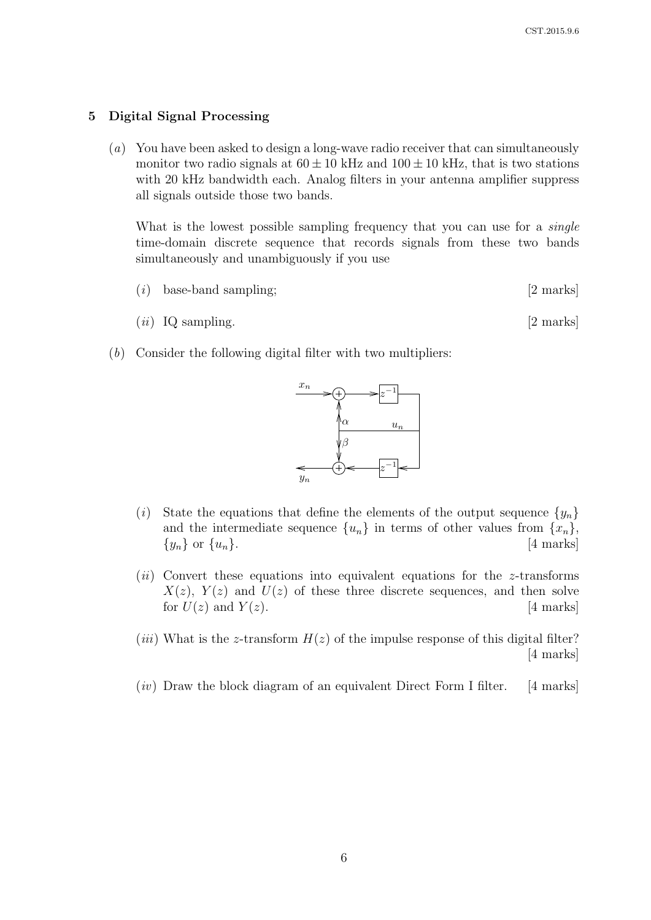## 5 Digital Signal Processing

(*a*) You have been asked to design a long-wave radio receiver that can simultaneously monitor two radio signals at $60 \pm 10$ kHz and $100 \pm 10$ kHz, that is two stations with 20 kHz bandwidth each. Analog filters in your antenna amplifier suppress all signals outside those two bands.

What is the lowest possible sampling frequency that you can use for a *single* time-domain discrete sequence that records signals from these two bands simultaneously and unambiguously if you use

(*i*) base-band sampling; [2 marks]

(*ii*) IQ sampling. [2 marks]

(*b*) Consider the following digital filter with two multipliers:

(*i*) State the equations that define the elements of the output sequence $\{y_n\}$ and the intermediate sequence $\{u_n\}$ in terms of other values from $\{x_n\}$, $\{y_n\}$ or $\{u_n\}$. [4 marks]

(*ii*) Convert these equations into equivalent equations for the $z$-transforms $X(z)$, $Y(z)$ and $U(z)$ of these three discrete sequences, and then solve for $U(z)$ and $Y(z)$. [4 marks]

(*iii*) What is the $z$-transform $H(z)$ of the impulse response of this digital filter? [4 marks]

(*iv*) Draw the block diagram of an equivalent Direct Form I filter. [4 marks]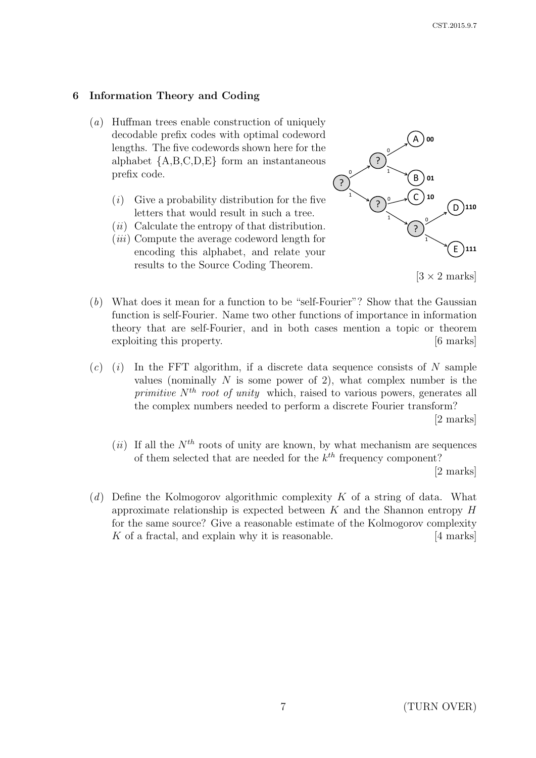## 6 Information Theory and Coding

(*a*) Huffman trees enable construction of uniquely decodable prefix codes with optimal codeword lengths. The five codewords shown here for the alphabet {A,B,C,D,E} form an instantaneous prefix code.

- A 00
- B 01
- C 10
- D 110
- E 111

(*i*) Give a probability distribution for the five letters that would result in such a tree.

(*ii*) Calculate the entropy of that distribution.

(*iii*) Compute the average codeword length for encoding this alphabet, and relate your results to the Source Coding Theorem.

[3 × 2 marks]

(*b*) What does it mean for a function to be "self-Fourier"? Show that the Gaussian function is self-Fourier. Name two other functions of importance in information theory that are self-Fourier, and in both cases mention a topic or theorem exploiting this property. [6 marks]

(*c*) (*i*) In the FFT algorithm, if a discrete data sequence consists of $N$ sample values (nominally $N$ is some power of 2), what complex number is the *primitive* $N^{th}$ *root of unity* which, raised to various powers, generates all the complex numbers needed to perform a discrete Fourier transform?

[2 marks]

(*ii*) If all the $N^{th}$ roots of unity are known, by what mechanism are sequences of them selected that are needed for the $k^{th}$ frequency component?

[2 marks]

(*d*) Define the Kolmogorov algorithmic complexity $K$ of a string of data. What approximate relationship is expected between $K$ and the Shannon entropy $H$ for the same source? Give a reasonable estimate of the Kolmogorov complexity $K$ of a fractal, and explain why it is reasonable. [4 marks]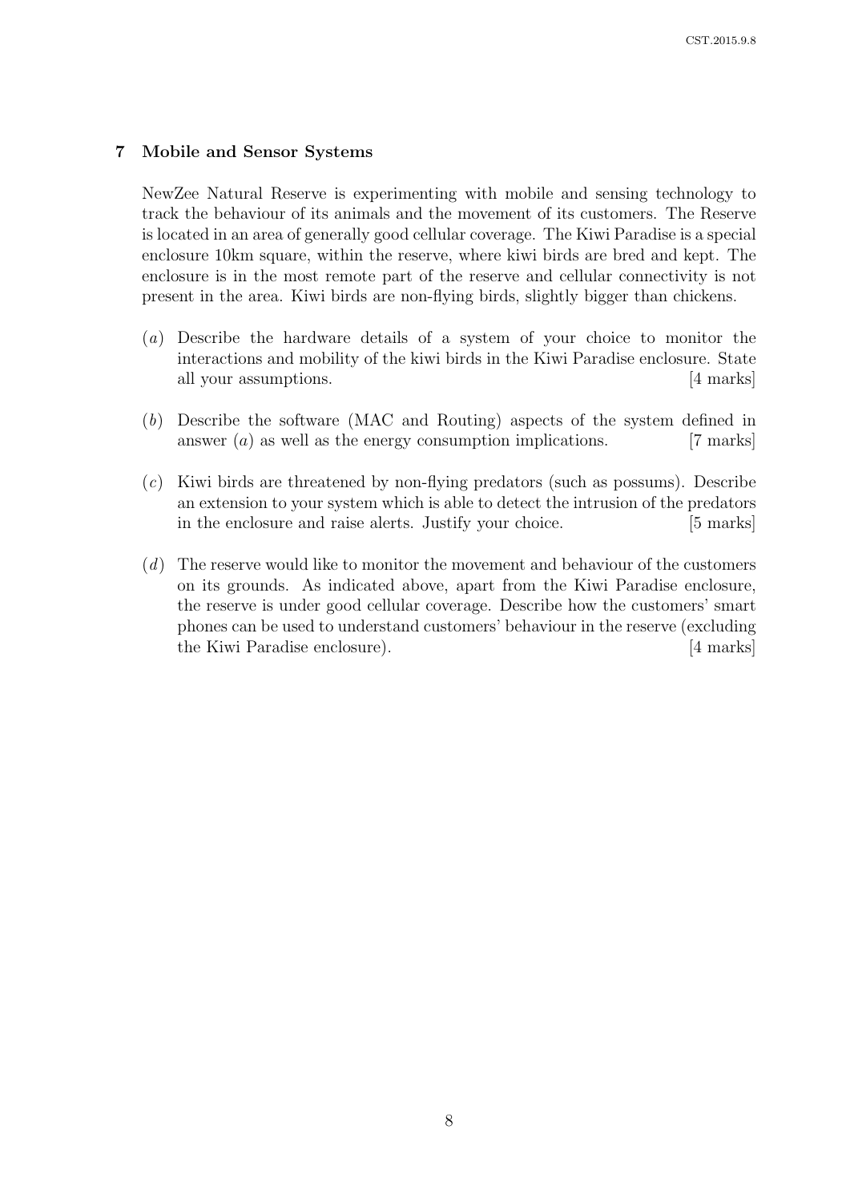## 7 Mobile and Sensor Systems

NewZee Natural Reserve is experimenting with mobile and sensing technology to track the behaviour of its animals and the movement of its customers. The Reserve is located in an area of generally good cellular coverage. The Kiwi Paradise is a special enclosure 10km square, within the reserve, where kiwi birds are bred and kept. The enclosure is in the most remote part of the reserve and cellular connectivity is not present in the area. Kiwi birds are non-flying birds, slightly bigger than chickens.

(*a*) Describe the hardware details of a system of your choice to monitor the interactions and mobility of the kiwi birds in the Kiwi Paradise enclosure. State all your assumptions. [4 marks]

(*b*) Describe the software (MAC and Routing) aspects of the system defined in answer (*a*) as well as the energy consumption implications. [7 marks]

(*c*) Kiwi birds are threatened by non-flying predators (such as possums). Describe an extension to your system which is able to detect the intrusion of the predators in the enclosure and raise alerts. Justify your choice. [5 marks]

(*d*) The reserve would like to monitor the movement and behaviour of the customers on its grounds. As indicated above, apart from the Kiwi Paradise enclosure, the reserve is under good cellular coverage. Describe how the customers' smart phones can be used to understand customers' behaviour in the reserve (excluding the Kiwi Paradise enclosure). [4 marks]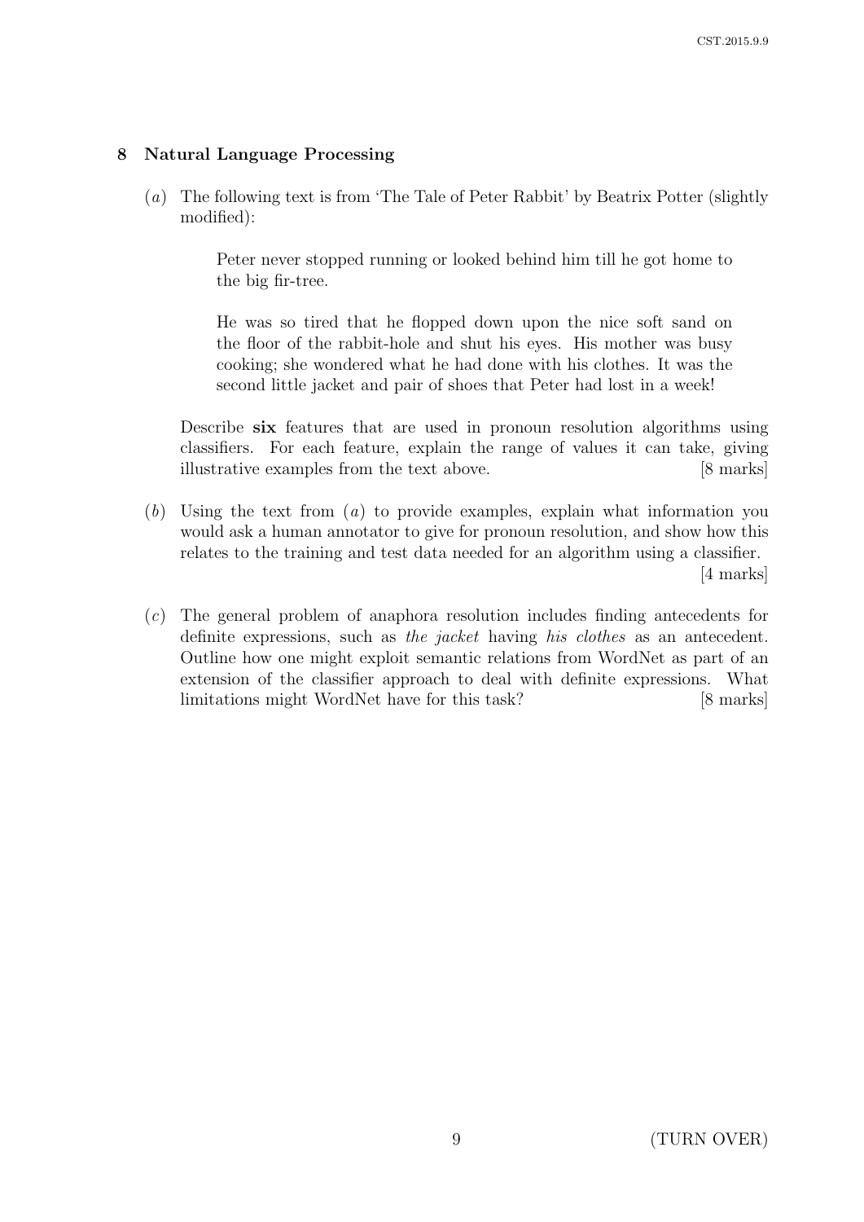## 8 Natural Language Processing

(*a*) The following text is from 'The Tale of Peter Rabbit' by Beatrix Potter (slightly modified):

> Peter never stopped running or looked behind him till he got home to the big fir-tree.
>
> He was so tired that he flopped down upon the nice soft sand on the floor of the rabbit-hole and shut his eyes. His mother was busy cooking; she wondered what he had done with his clothes. It was the second little jacket and pair of shoes that Peter had lost in a week!

Describe **six** features that are used in pronoun resolution algorithms using classifiers. For each feature, explain the range of values it can take, giving illustrative examples from the text above. [8 marks]

(*b*) Using the text from (*a*) to provide examples, explain what information you would ask a human annotator to give for pronoun resolution, and show how this relates to the training and test data needed for an algorithm using a classifier. [4 marks]

(*c*) The general problem of anaphora resolution includes finding antecedents for definite expressions, such as *the jacket* having *his clothes* as an antecedent. Outline how one might exploit semantic relations from WordNet as part of an extension of the classifier approach to deal with definite expressions. What limitations might WordNet have for this task? [8 marks]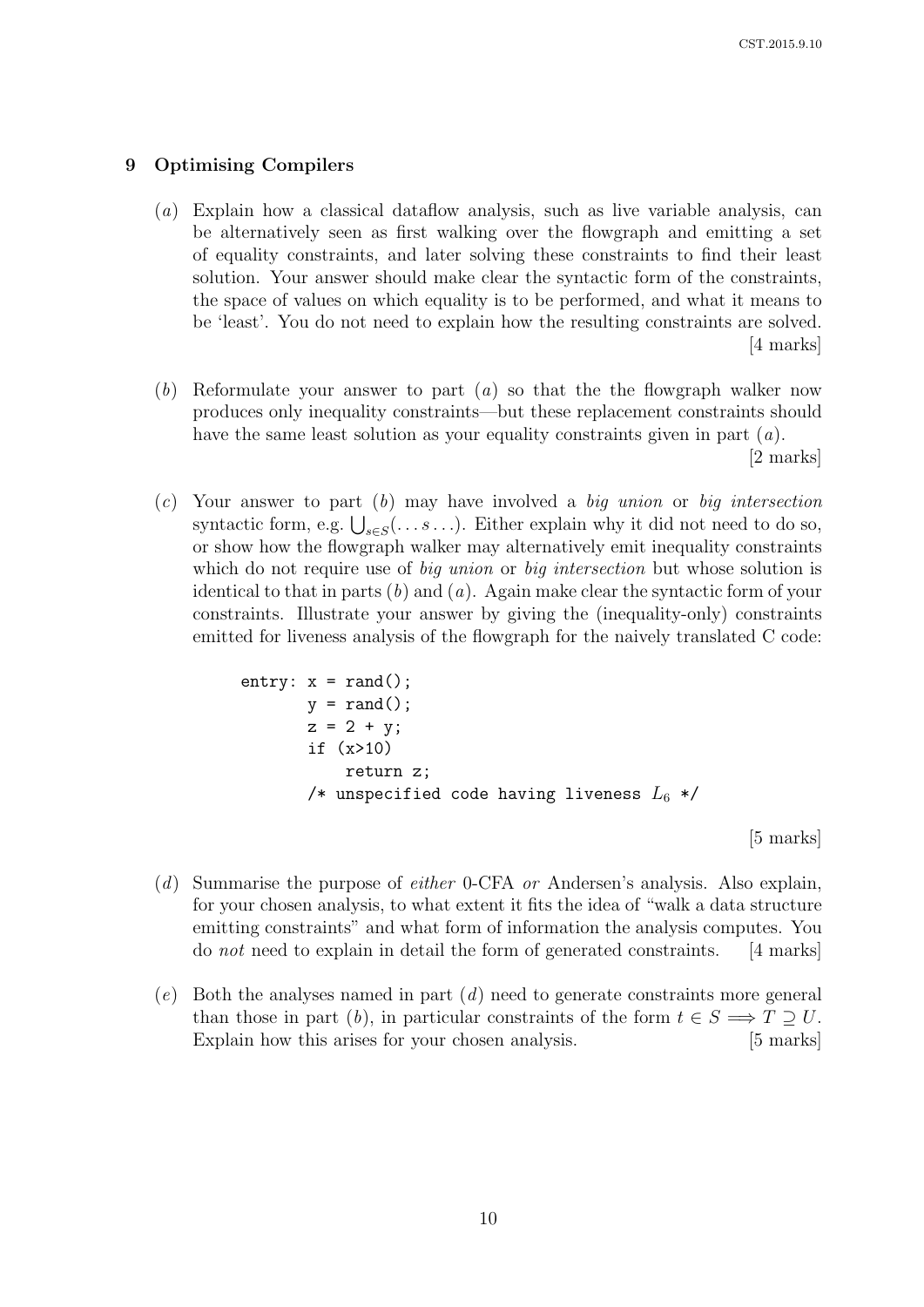## 9 Optimising Compilers

(*a*) Explain how a classical dataflow analysis, such as live variable analysis, can be alternatively seen as first walking over the flowgraph and emitting a set of equality constraints, and later solving these constraints to find their least solution. Your answer should make clear the syntactic form of the constraints, the space of values on which equality is to be performed, and what it means to be 'least'. You do not need to explain how the resulting constraints are solved. [4 marks]

(*b*) Reformulate your answer to part (*a*) so that the the flowgraph walker now produces only inequality constraints—but these replacement constraints should have the same least solution as your equality constraints given in part (*a*). [2 marks]

(*c*) Your answer to part (*b*) may have involved a *big union* or *big intersection* syntactic form, e.g. $\bigcup_{s \in S}(\ldots s \ldots)$. Either explain why it did not need to do so, or show how the flowgraph walker may alternatively emit inequality constraints which do not require use of *big union* or *big intersection* but whose solution is identical to that in parts (*b*) and (*a*). Again make clear the syntactic form of your constraints. Illustrate your answer by giving the (inequality-only) constraints emitted for liveness analysis of the flowgraph for the naively translated C code:

```
entry: x = rand();
       y = rand();
       z = 2 + y;
       if (x>10)
           return z;
       /* unspecified code having liveness L6 */
```

[5 marks]

(*d*) Summarise the purpose of *either* 0-CFA *or* Andersen's analysis. Also explain, for your chosen analysis, to what extent it fits the idea of "walk a data structure emitting constraints" and what form of information the analysis computes. You do *not* need to explain in detail the form of generated constraints. [4 marks]

(*e*) Both the analyses named in part (*d*) need to generate constraints more general than those in part (*b*), in particular constraints of the form $t \in S \Longrightarrow T \supseteq U$. Explain how this arises for your chosen analysis. [5 marks]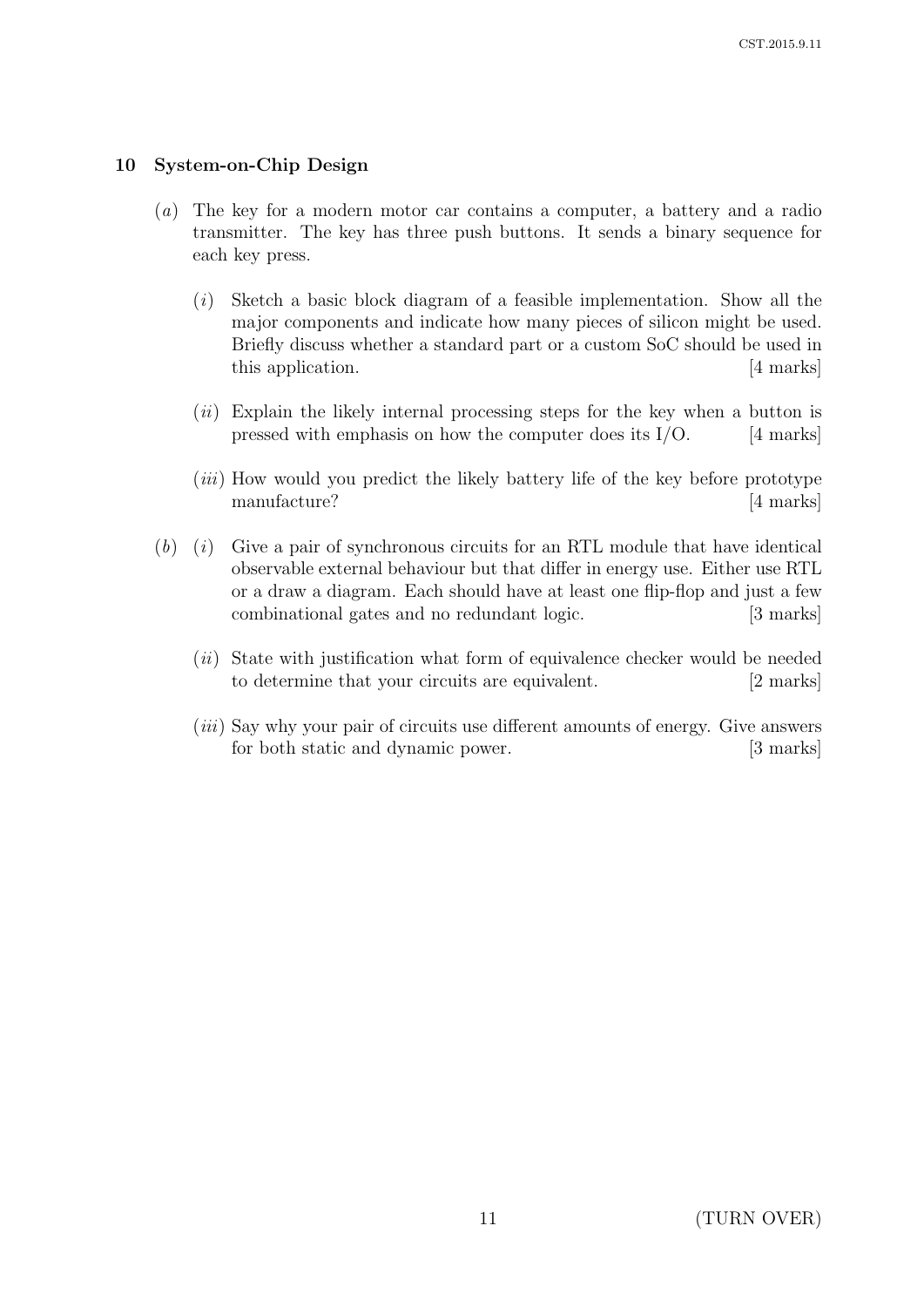## 10 System-on-Chip Design

(*a*) The key for a modern motor car contains a computer, a battery and a radio transmitter. The key has three push buttons. It sends a binary sequence for each key press.

(*i*) Sketch a basic block diagram of a feasible implementation. Show all the major components and indicate how many pieces of silicon might be used. Briefly discuss whether a standard part or a custom SoC should be used in this application. [4 marks]

(*ii*) Explain the likely internal processing steps for the key when a button is pressed with emphasis on how the computer does its I/O. [4 marks]

(*iii*) How would you predict the likely battery life of the key before prototype manufacture? [4 marks]

(*b*) (*i*) Give a pair of synchronous circuits for an RTL module that have identical observable external behaviour but that differ in energy use. Either use RTL or a draw a diagram. Each should have at least one flip-flop and just a few combinational gates and no redundant logic. [3 marks]

(*ii*) State with justification what form of equivalence checker would be needed to determine that your circuits are equivalent. [2 marks]

(*iii*) Say why your pair of circuits use different amounts of energy. Give answers for both static and dynamic power. [3 marks]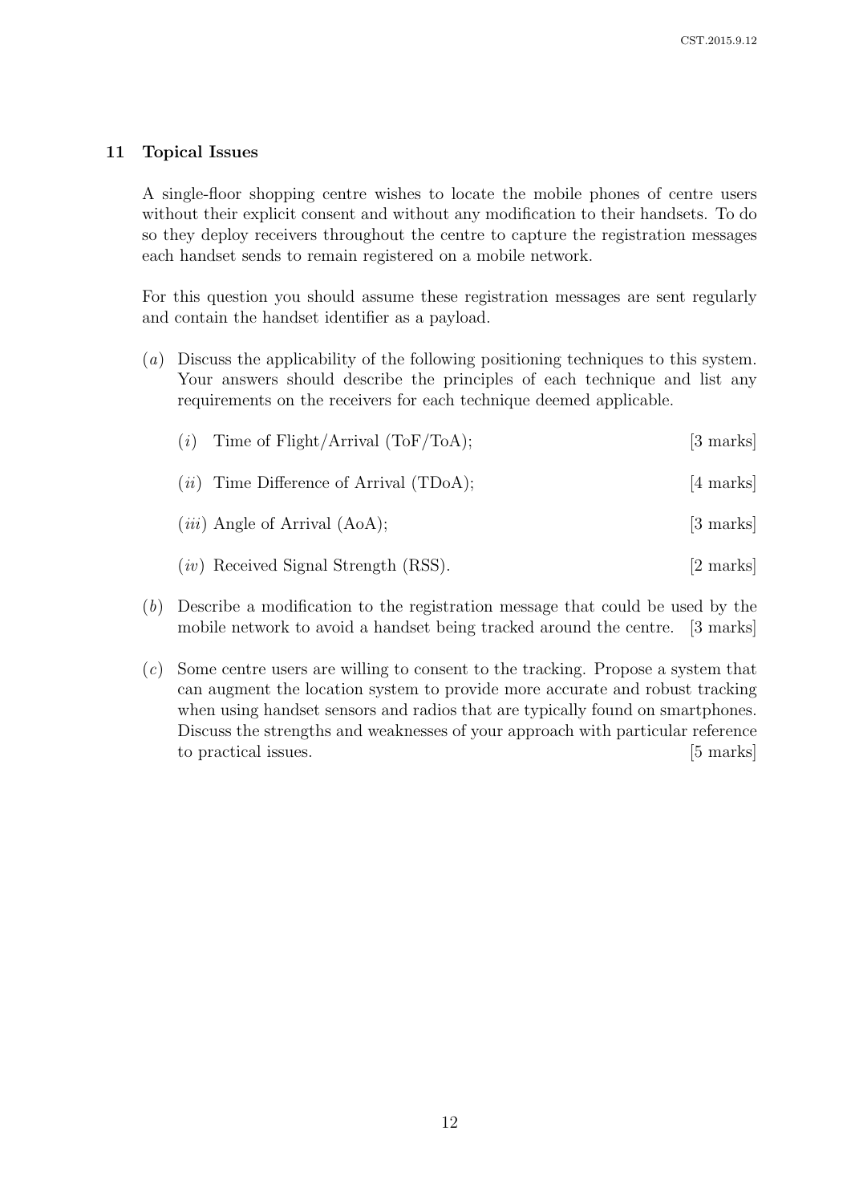## 11 Topical Issues

A single-floor shopping centre wishes to locate the mobile phones of centre users without their explicit consent and without any modification to their handsets. To do so they deploy receivers throughout the centre to capture the registration messages each handset sends to remain registered on a mobile network.

For this question you should assume these registration messages are sent regularly and contain the handset identifier as a payload.

(*a*) Discuss the applicability of the following positioning techniques to this system. Your answers should describe the principles of each technique and list any requirements on the receivers for each technique deemed applicable.

(*i*) Time of Flight/Arrival (ToF/ToA); [3 marks]

(*ii*) Time Difference of Arrival (TDoA); [4 marks]

(*iii*) Angle of Arrival (AoA); [3 marks]

(*iv*) Received Signal Strength (RSS). [2 marks]

(*b*) Describe a modification to the registration message that could be used by the mobile network to avoid a handset being tracked around the centre. [3 marks]

(*c*) Some centre users are willing to consent to the tracking. Propose a system that can augment the location system to provide more accurate and robust tracking when using handset sensors and radios that are typically found on smartphones. Discuss the strengths and weaknesses of your approach with particular reference to practical issues. [5 marks]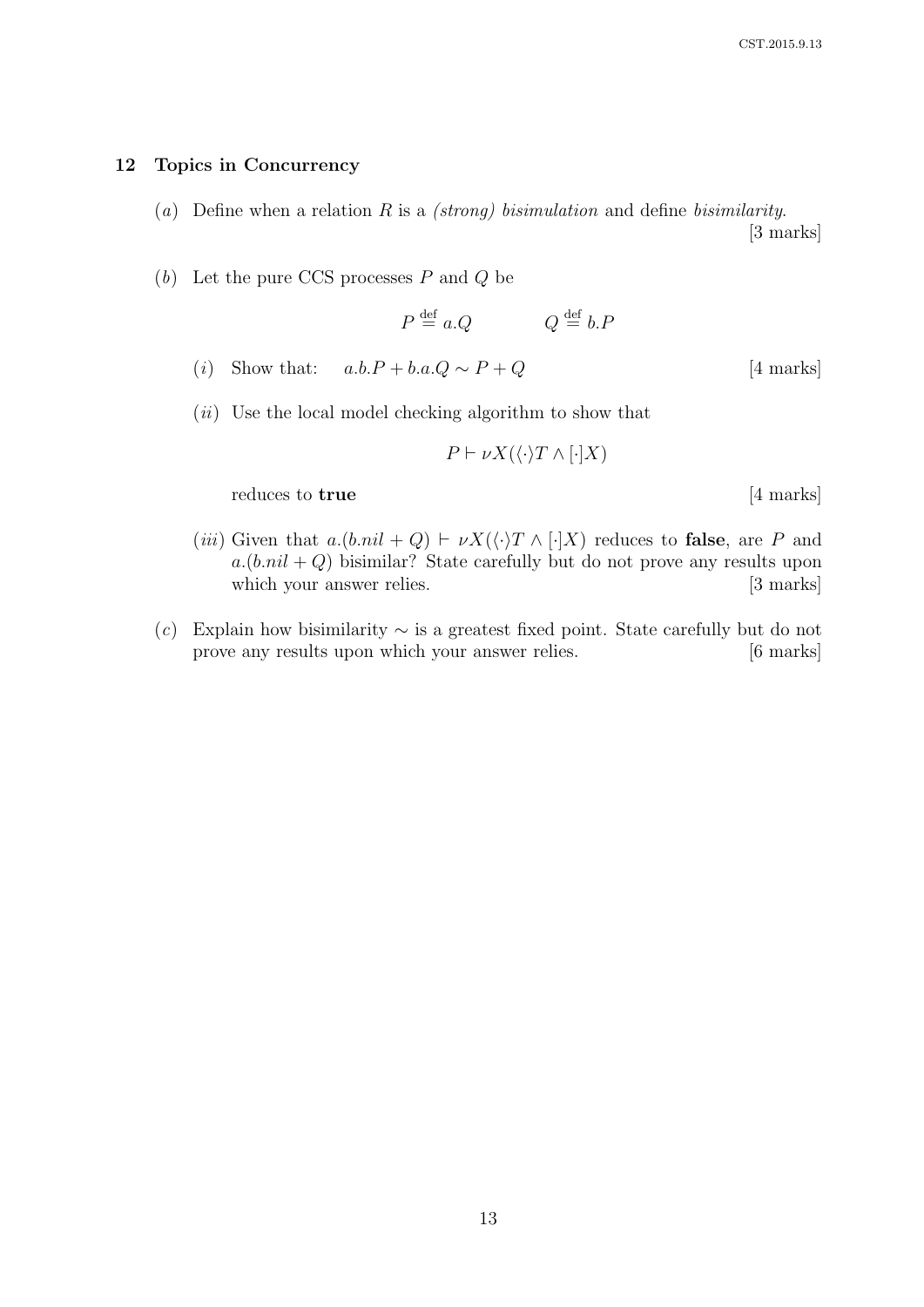## 12 Topics in Concurrency

(*a*) Define when a relation $R$ is a *(strong) bisimulation* and define *bisimilarity*. [3 marks]

(*b*) Let the pure CCS processes $P$ and $Q$ be

$$P \stackrel{\text{def}}{=} a.Q \qquad\qquad Q \stackrel{\text{def}}{=} b.P$$

(*i*) Show that: $\quad a.b.P + b.a.Q \sim P + Q$ [4 marks]

(*ii*) Use the local model checking algorithm to show that

$$P \vdash \nu X(\langle\cdot\rangle T \wedge [\cdot]X)$$

reduces to **true** [4 marks]

(*iii*) Given that $a.(b.nil + Q) \vdash \nu X(\langle\cdot\rangle T \wedge [\cdot]X)$ reduces to **false**, are $P$ and $a.(b.nil + Q)$ bisimilar? State carefully but do not prove any results upon which your answer relies. [3 marks]

(*c*) Explain how bisimilarity $\sim$ is a greatest fixed point. State carefully but do not prove any results upon which your answer relies. [6 marks]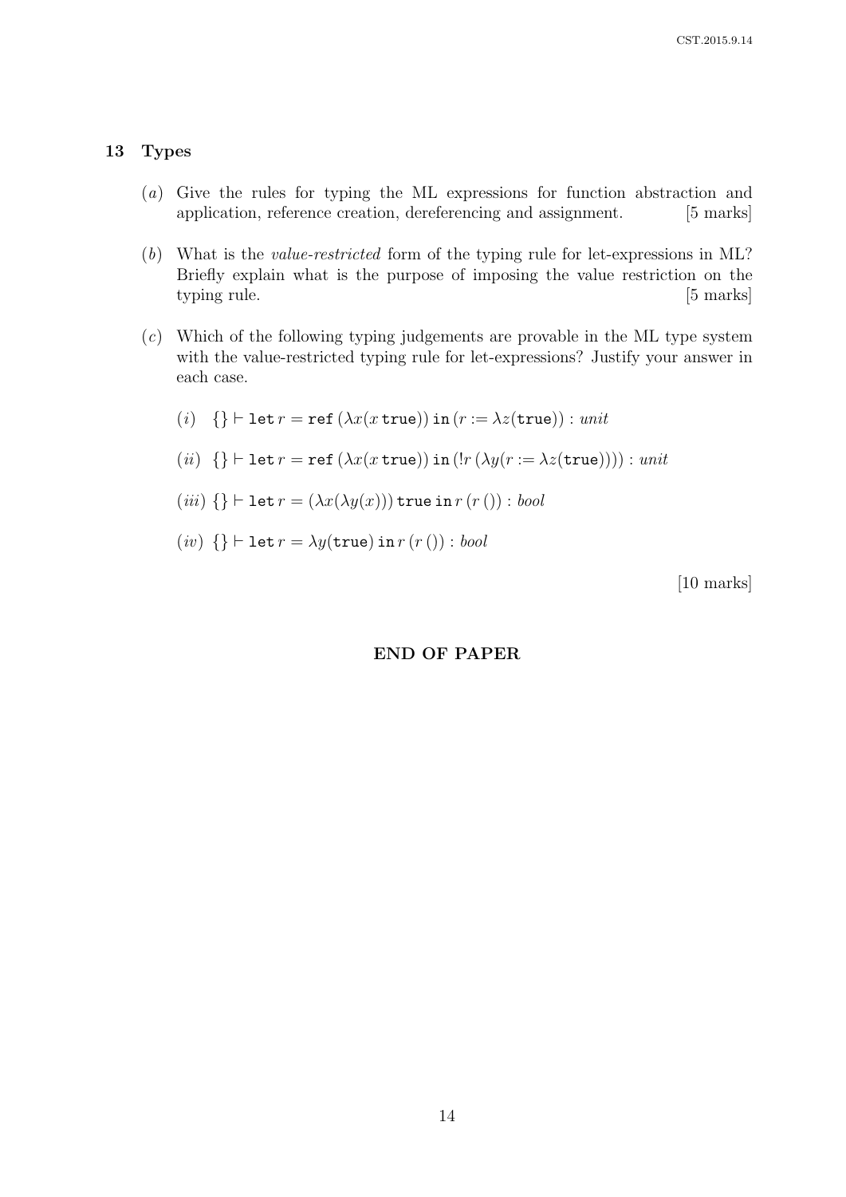## 13 Types

(*a*) Give the rules for typing the ML expressions for function abstraction and application, reference creation, dereferencing and assignment. [5 marks]

(*b*) What is the *value-restricted* form of the typing rule for let-expressions in ML? Briefly explain what is the purpose of imposing the value restriction on the typing rule. [5 marks]

(*c*) Which of the following typing judgements are provable in the ML type system with the value-restricted typing rule for let-expressions? Justify your answer in each case.

(*i*) $\{\} \vdash \texttt{let}\, r = \texttt{ref}\,(\lambda x(x\,\texttt{true}))\,\texttt{in}\,(r := \lambda z(\texttt{true})) : \mathit{unit}$

(*ii*) $\{\} \vdash \texttt{let}\, r = \texttt{ref}\,(\lambda x(x\,\texttt{true}))\,\texttt{in}\,(!r\,(\lambda y(r := \lambda z(\texttt{true})))) : \mathit{unit}$

(*iii*) $\{\} \vdash \texttt{let}\, r = (\lambda x(\lambda y(x)))\,\texttt{true}\,\texttt{in}\, r\,(r\,()) : \mathit{bool}$

(*iv*) $\{\} \vdash \texttt{let}\, r = \lambda y(\texttt{true})\,\texttt{in}\, r\,(r\,()) : \mathit{bool}$

[10 marks]

**END OF PAPER**